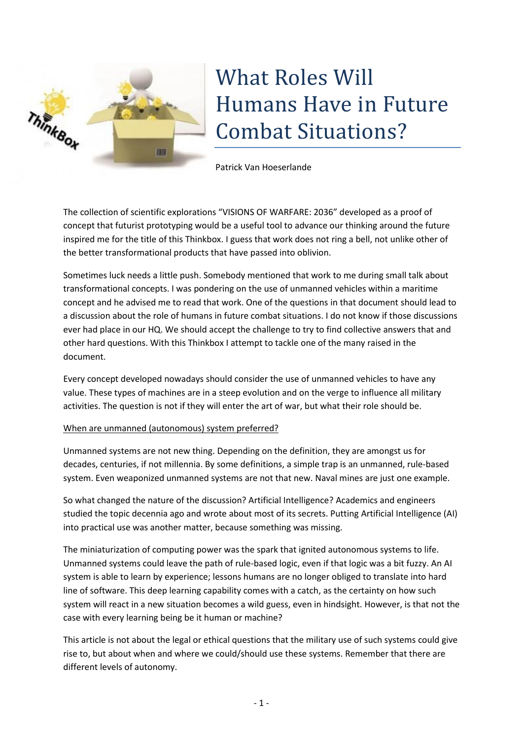# What Roles Will Humans Have in Future Combat Situations?

Patrick Van Hoeserlande

The collection of scientific explorations "VISIONS OF WARFARE: 2036" developed as a proof of concept that futurist prototyping would be a useful tool to advance our thinking around the future inspired me for the title of this Thinkbox. I guess that work does not ring a bell, not unlike other of the better transformational products that have passed into oblivion.

Sometimes luck needs a little push. Somebody mentioned that work to me during small talk about transformational concepts. I was pondering on the use of unmanned vehicles within a maritime concept and he advised me to read that work. One of the questions in that document should lead to a discussion about the role of humans in future combat situations. I do not know if those discussions ever had place in our HQ. We should accept the challenge to try to find collective answers that and other hard questions. With this Thinkbox I attempt to tackle one of the many raised in the document.

Every concept developed nowadays should consider the use of unmanned vehicles to have any value. These types of machines are in a steep evolution and on the verge to influence all military activities. The question is not if they will enter the art of war, but what their role should be.

<u>When are unmanned (autonomous) system preferred?</u>

Unmanned systems are not new thing. Depending on the definition, they are amongst us for decades, centuries, if not millennia. By some definitions, a simple trap is an unmanned, rule-based system. Even weaponized unmanned systems are not that new. Naval mines are just one example.

So what changed the nature of the discussion? Artificial Intelligence? Academics and engineers studied the topic decennia ago and wrote about most of its secrets. Putting Artificial Intelligence (AI) into practical use was another matter, because something was missing.

The miniaturization of computing power was the spark that ignited autonomous systems to life. Unmanned systems could leave the path of rule-based logic, even if that logic was a bit fuzzy. An AI system is able to learn by experience; lessons humans are no longer obliged to translate into hard line of software. This deep learning capability comes with a catch, as the certainty on how such system will react in a new situation becomes a wild guess, even in hindsight. However, is that not the case with every learning being be it human or machine?

This article is not about the legal or ethical questions that the military use of such systems could give rise to, but about when and where we could/should use these systems. Remember that there are different levels of autonomy.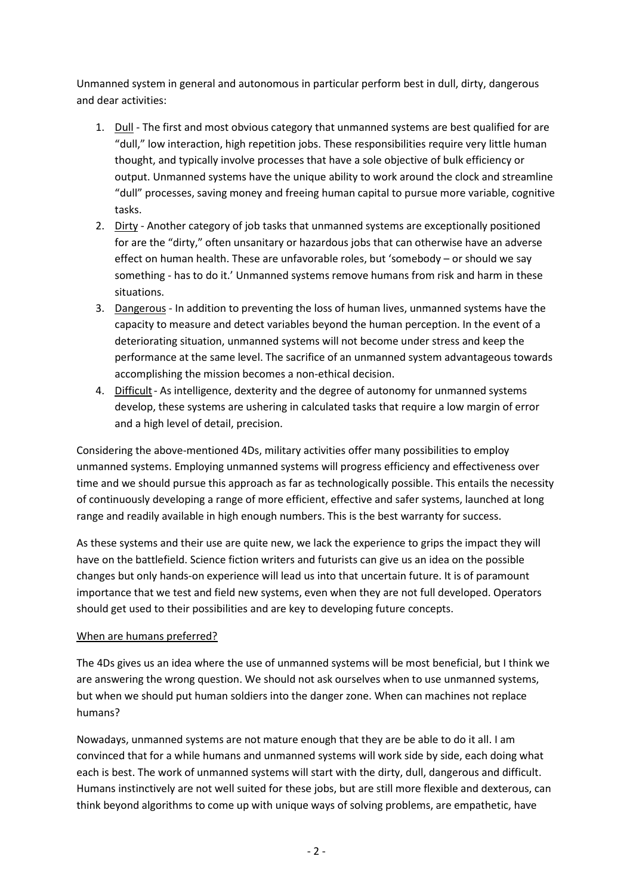Unmanned system in general and autonomous in particular perform best in dull, dirty, dangerous and dear activities:

1. Dull - The first and most obvious category that unmanned systems are best qualified for are "dull," low interaction, high repetition jobs. These responsibilities require very little human thought, and typically involve processes that have a sole objective of bulk efficiency or output. Unmanned systems have the unique ability to work around the clock and streamline "dull" processes, saving money and freeing human capital to pursue more variable, cognitive tasks.
2. Dirty - Another category of job tasks that unmanned systems are exceptionally positioned for are the "dirty," often unsanitary or hazardous jobs that can otherwise have an adverse effect on human health. These are unfavorable roles, but 'somebody – or should we say something - has to do it.' Unmanned systems remove humans from risk and harm in these situations.
3. Dangerous - In addition to preventing the loss of human lives, unmanned systems have the capacity to measure and detect variables beyond the human perception. In the event of a deteriorating situation, unmanned systems will not become under stress and keep the performance at the same level. The sacrifice of an unmanned system advantageous towards accomplishing the mission becomes a non-ethical decision.
4. Difficult - As intelligence, dexterity and the degree of autonomy for unmanned systems develop, these systems are ushering in calculated tasks that require a low margin of error and a high level of detail, precision.

Considering the above-mentioned 4Ds, military activities offer many possibilities to employ unmanned systems. Employing unmanned systems will progress efficiency and effectiveness over time and we should pursue this approach as far as technologically possible. This entails the necessity of continuously developing a range of more efficient, effective and safer systems, launched at long range and readily available in high enough numbers. This is the best warranty for success.

As these systems and their use are quite new, we lack the experience to grips the impact they will have on the battlefield. Science fiction writers and futurists can give us an idea on the possible changes but only hands-on experience will lead us into that uncertain future. It is of paramount importance that we test and field new systems, even when they are not full developed. Operators should get used to their possibilities and are key to developing future concepts.

## When are humans preferred?

The 4Ds gives us an idea where the use of unmanned systems will be most beneficial, but I think we are answering the wrong question. We should not ask ourselves when to use unmanned systems, but when we should put human soldiers into the danger zone. When can machines not replace humans?

Nowadays, unmanned systems are not mature enough that they are be able to do it all. I am convinced that for a while humans and unmanned systems will work side by side, each doing what each is best. The work of unmanned systems will start with the dirty, dull, dangerous and difficult. Humans instinctively are not well suited for these jobs, but are still more flexible and dexterous, can think beyond algorithms to come up with unique ways of solving problems, are empathetic, have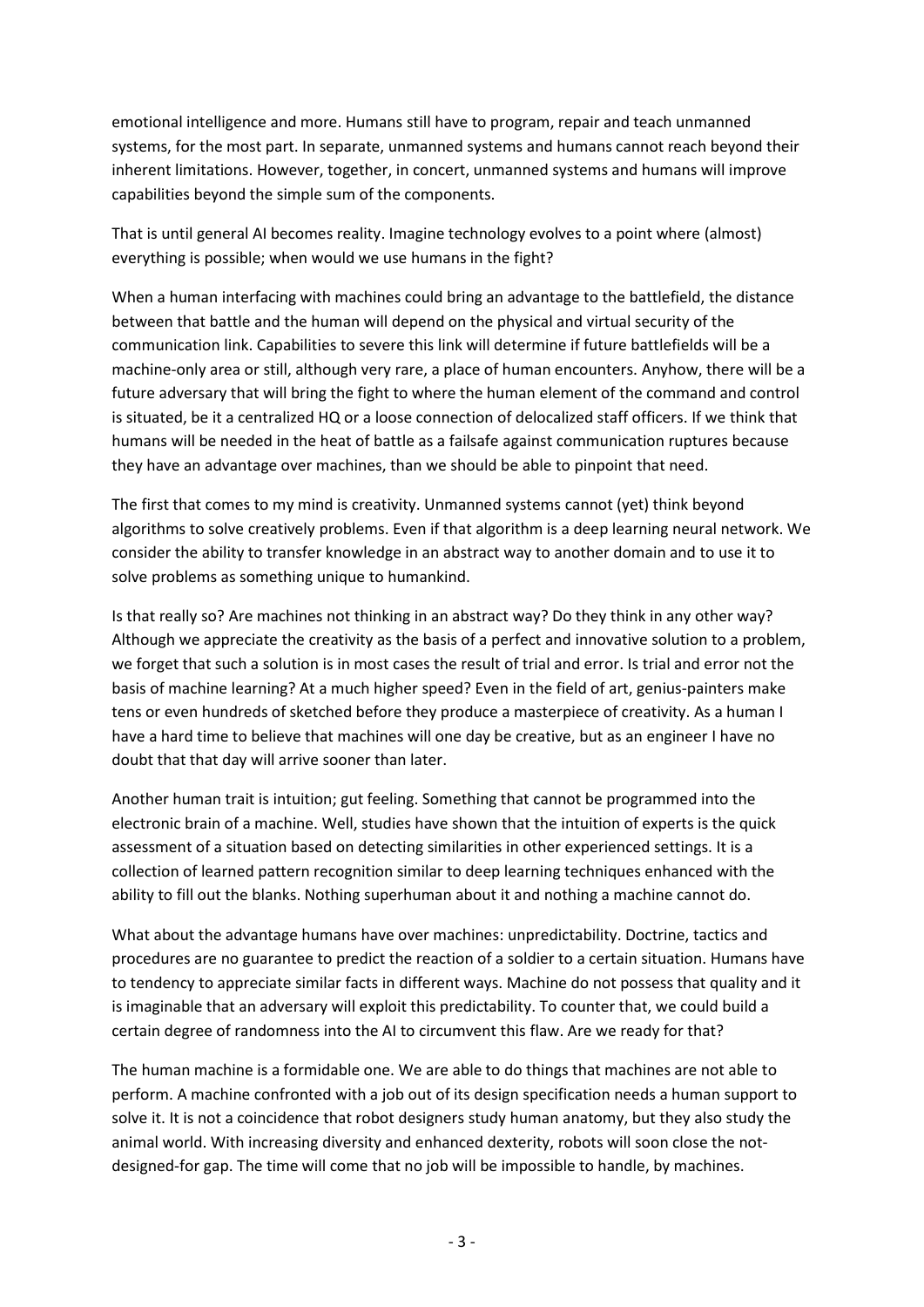emotional intelligence and more. Humans still have to program, repair and teach unmanned systems, for the most part. In separate, unmanned systems and humans cannot reach beyond their inherent limitations. However, together, in concert, unmanned systems and humans will improve capabilities beyond the simple sum of the components.

That is until general AI becomes reality. Imagine technology evolves to a point where (almost) everything is possible; when would we use humans in the fight?

When a human interfacing with machines could bring an advantage to the battlefield, the distance between that battle and the human will depend on the physical and virtual security of the communication link. Capabilities to severe this link will determine if future battlefields will be a machine-only area or still, although very rare, a place of human encounters. Anyhow, there will be a future adversary that will bring the fight to where the human element of the command and control is situated, be it a centralized HQ or a loose connection of delocalized staff officers. If we think that humans will be needed in the heat of battle as a failsafe against communication ruptures because they have an advantage over machines, than we should be able to pinpoint that need.

The first that comes to my mind is creativity. Unmanned systems cannot (yet) think beyond algorithms to solve creatively problems. Even if that algorithm is a deep learning neural network. We consider the ability to transfer knowledge in an abstract way to another domain and to use it to solve problems as something unique to humankind.

Is that really so? Are machines not thinking in an abstract way? Do they think in any other way? Although we appreciate the creativity as the basis of a perfect and innovative solution to a problem, we forget that such a solution is in most cases the result of trial and error. Is trial and error not the basis of machine learning? At a much higher speed? Even in the field of art, genius-painters make tens or even hundreds of sketched before they produce a masterpiece of creativity. As a human I have a hard time to believe that machines will one day be creative, but as an engineer I have no doubt that that day will arrive sooner than later.

Another human trait is intuition; gut feeling. Something that cannot be programmed into the electronic brain of a machine. Well, studies have shown that the intuition of experts is the quick assessment of a situation based on detecting similarities in other experienced settings. It is a collection of learned pattern recognition similar to deep learning techniques enhanced with the ability to fill out the blanks. Nothing superhuman about it and nothing a machine cannot do.

What about the advantage humans have over machines: unpredictability. Doctrine, tactics and procedures are no guarantee to predict the reaction of a soldier to a certain situation. Humans have to tendency to appreciate similar facts in different ways. Machine do not possess that quality and it is imaginable that an adversary will exploit this predictability. To counter that, we could build a certain degree of randomness into the AI to circumvent this flaw. Are we ready for that?

The human machine is a formidable one. We are able to do things that machines are not able to perform. A machine confronted with a job out of its design specification needs a human support to solve it. It is not a coincidence that robot designers study human anatomy, but they also study the animal world. With increasing diversity and enhanced dexterity, robots will soon close the not-designed-for gap. The time will come that no job will be impossible to handle, by machines.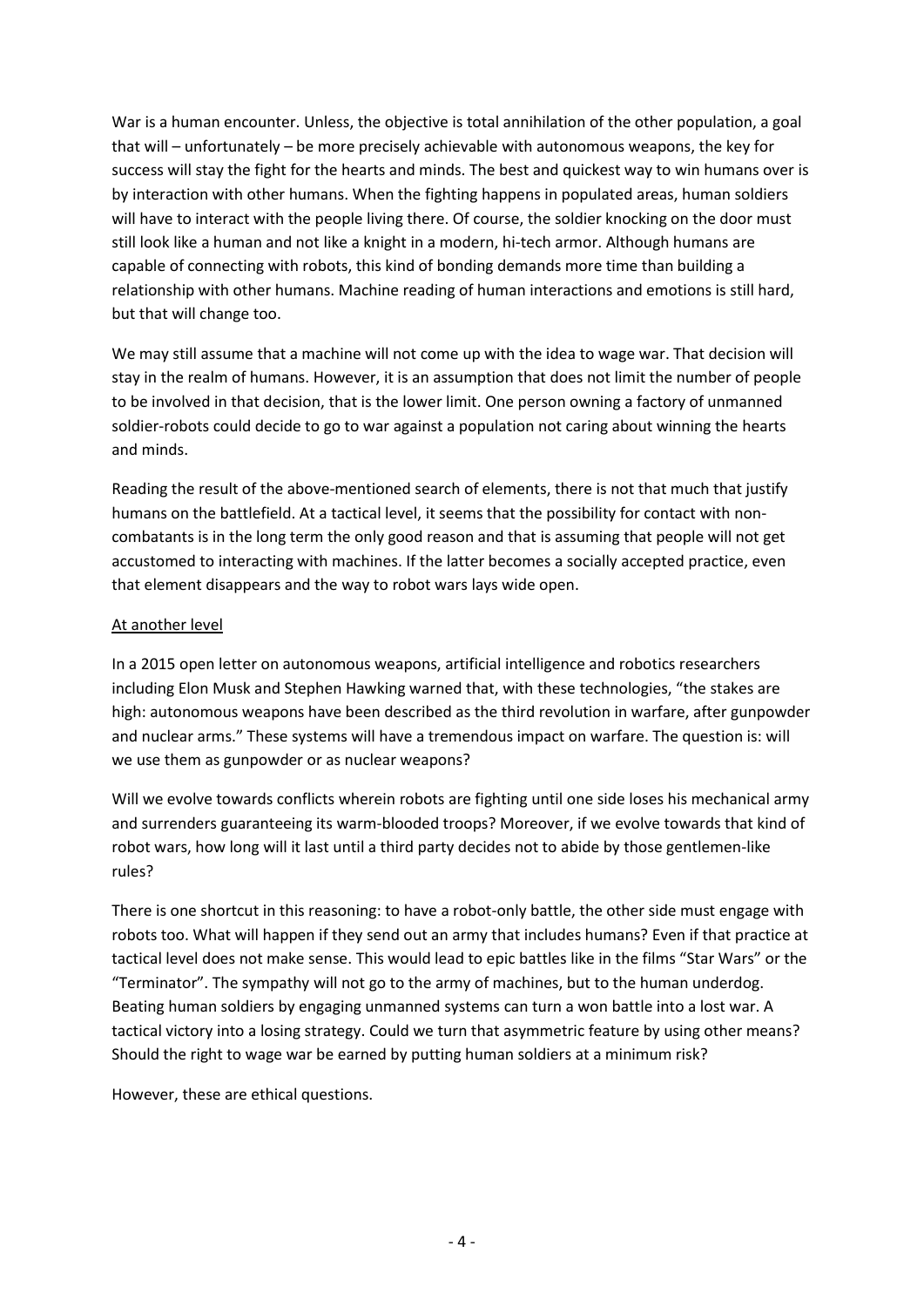War is a human encounter. Unless, the objective is total annihilation of the other population, a goal that will – unfortunately – be more precisely achievable with autonomous weapons, the key for success will stay the fight for the hearts and minds. The best and quickest way to win humans over is by interaction with other humans. When the fighting happens in populated areas, human soldiers will have to interact with the people living there. Of course, the soldier knocking on the door must still look like a human and not like a knight in a modern, hi-tech armor. Although humans are capable of connecting with robots, this kind of bonding demands more time than building a relationship with other humans. Machine reading of human interactions and emotions is still hard, but that will change too.

We may still assume that a machine will not come up with the idea to wage war. That decision will stay in the realm of humans. However, it is an assumption that does not limit the number of people to be involved in that decision, that is the lower limit. One person owning a factory of unmanned soldier-robots could decide to go to war against a population not caring about winning the hearts and minds.

Reading the result of the above-mentioned search of elements, there is not that much that justify humans on the battlefield. At a tactical level, it seems that the possibility for contact with non-combatants is in the long term the only good reason and that is assuming that people will not get accustomed to interacting with machines. If the latter becomes a socially accepted practice, even that element disappears and the way to robot wars lays wide open.

## At another level

In a 2015 open letter on autonomous weapons, artificial intelligence and robotics researchers including Elon Musk and Stephen Hawking warned that, with these technologies, "the stakes are high: autonomous weapons have been described as the third revolution in warfare, after gunpowder and nuclear arms." These systems will have a tremendous impact on warfare. The question is: will we use them as gunpowder or as nuclear weapons?

Will we evolve towards conflicts wherein robots are fighting until one side loses his mechanical army and surrenders guaranteeing its warm-blooded troops? Moreover, if we evolve towards that kind of robot wars, how long will it last until a third party decides not to abide by those gentlemen-like rules?

There is one shortcut in this reasoning: to have a robot-only battle, the other side must engage with robots too. What will happen if they send out an army that includes humans? Even if that practice at tactical level does not make sense. This would lead to epic battles like in the films "Star Wars" or the "Terminator". The sympathy will not go to the army of machines, but to the human underdog. Beating human soldiers by engaging unmanned systems can turn a won battle into a lost war. A tactical victory into a losing strategy. Could we turn that asymmetric feature by using other means? Should the right to wage war be earned by putting human soldiers at a minimum risk?

However, these are ethical questions.